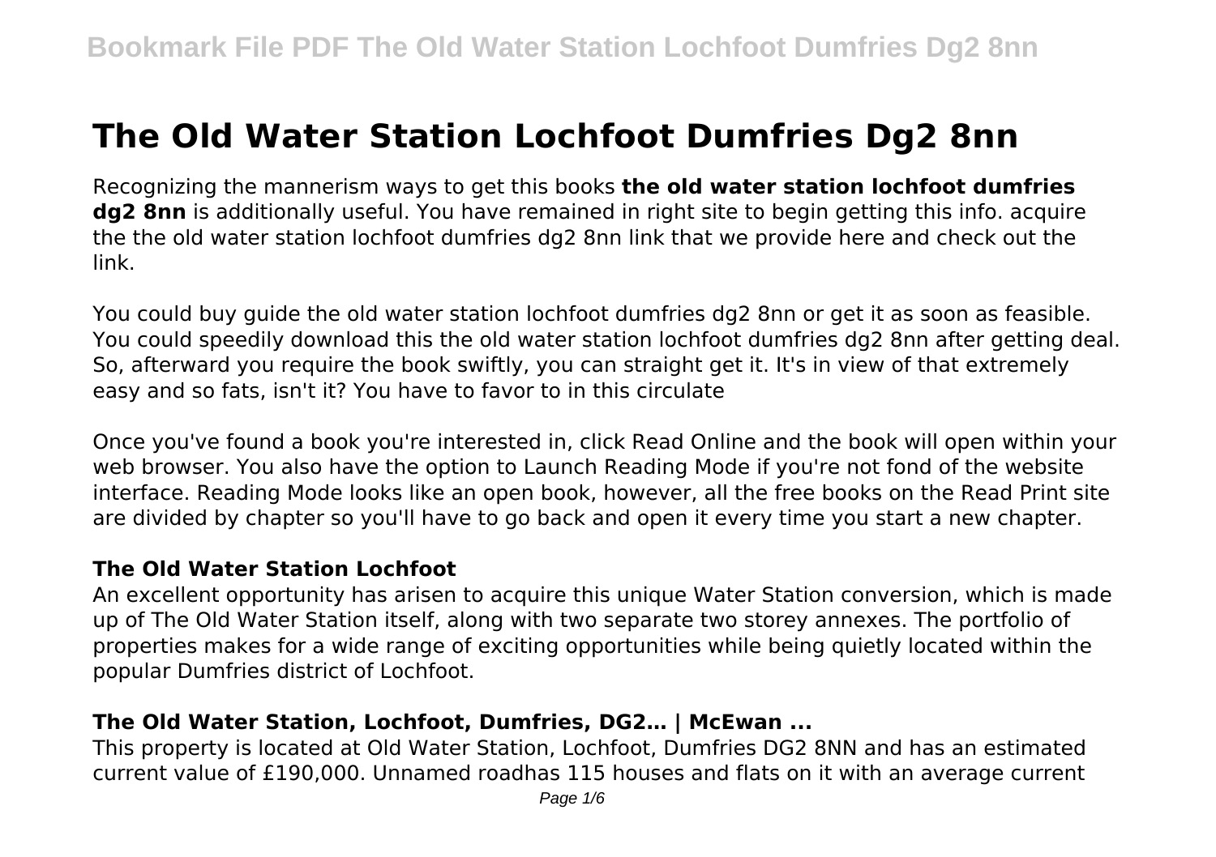# The Old Water Station Lochfoot Dumfries Dg2 8nn

Recognizing the mannerism ways to get this books **the old water station lochfoot dumfries dg2 8nn** is additionally useful. You have remained in right site to begin getting this info. acquire the the old water station lochfoot dumfries dg2 8nn link that we provide here and check out the link.

You could buy guide the old water station lochfoot dumfries dg2 8nn or get it as soon as feasible. You could speedily download this the old water station lochfoot dumfries dg2 8nn after getting deal. So, afterward you require the book swiftly, you can straight get it. It's in view of that extremely easy and so fats, isn't it? You have to favor to in this circulate

Once you've found a book you're interested in, click Read Online and the book will open within your web browser. You also have the option to Launch Reading Mode if you're not fond of the website interface. Reading Mode looks like an open book, however, all the free books on the Read Print site are divided by chapter so you'll have to go back and open it every time you start a new chapter.

### The Old Water Station Lochfoot

An excellent opportunity has arisen to acquire this unique Water Station conversion, which is made up of The Old Water Station itself, along with two separate two storey annexes. The portfolio of properties makes for a wide range of exciting opportunities while being quietly located within the popular Dumfries district of Lochfoot.

### The Old Water Station, Lochfoot, Dumfries, DG2… | McEwan ...

This property is located at Old Water Station, Lochfoot, Dumfries DG2 8NN and has an estimated current value of £190,000. Unnamed roadhas 115 houses and flats on it with an average current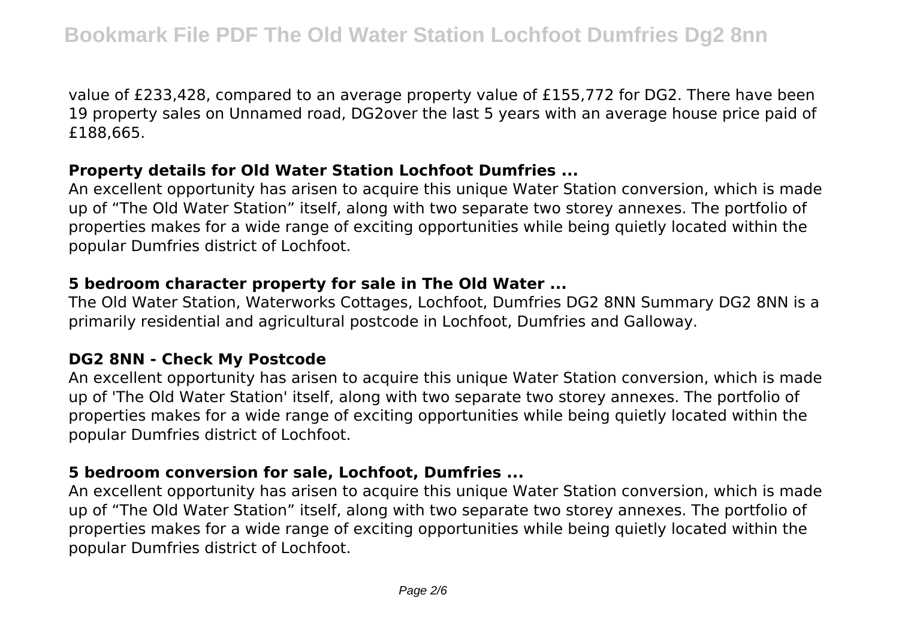value of £233,428, compared to an average property value of £155,772 for DG2. There have been 19 property sales on Unnamed road, DG2over the last 5 years with an average house price paid of £188,665.

### Property details for Old Water Station Lochfoot Dumfries ...

An excellent opportunity has arisen to acquire this unique Water Station conversion, which is made up of "The Old Water Station" itself, along with two separate two storey annexes. The portfolio of properties makes for a wide range of exciting opportunities while being quietly located within the popular Dumfries district of Lochfoot.

### 5 bedroom character property for sale in The Old Water ...

The Old Water Station, Waterworks Cottages, Lochfoot, Dumfries DG2 8NN Summary DG2 8NN is a primarily residential and agricultural postcode in Lochfoot, Dumfries and Galloway.

### DG2 8NN - Check My Postcode

An excellent opportunity has arisen to acquire this unique Water Station conversion, which is made up of 'The Old Water Station' itself, along with two separate two storey annexes. The portfolio of properties makes for a wide range of exciting opportunities while being quietly located within the popular Dumfries district of Lochfoot.

### 5 bedroom conversion for sale, Lochfoot, Dumfries ...

An excellent opportunity has arisen to acquire this unique Water Station conversion, which is made up of "The Old Water Station" itself, along with two separate two storey annexes. The portfolio of properties makes for a wide range of exciting opportunities while being quietly located within the popular Dumfries district of Lochfoot.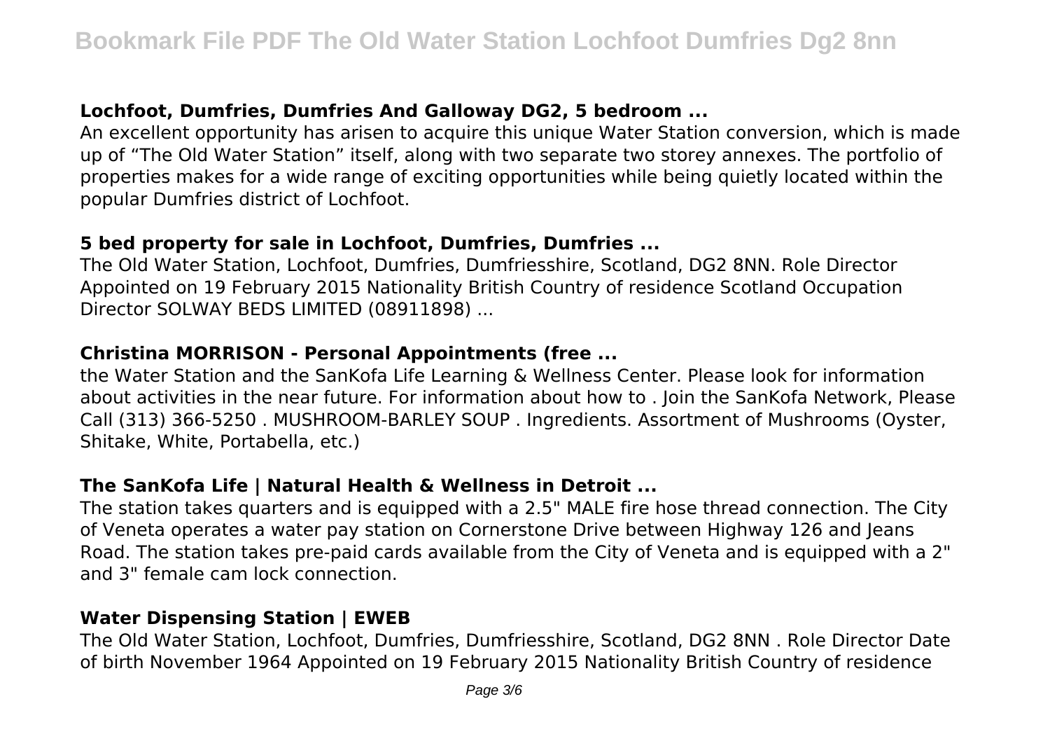### Lochfoot, Dumfries, Dumfries And Galloway DG2, 5 bedroom ...

An excellent opportunity has arisen to acquire this unique Water Station conversion, which is made up of "The Old Water Station" itself, along with two separate two storey annexes. The portfolio of properties makes for a wide range of exciting opportunities while being quietly located within the popular Dumfries district of Lochfoot.

### 5 bed property for sale in Lochfoot, Dumfries, Dumfries ...

The Old Water Station, Lochfoot, Dumfries, Dumfriesshire, Scotland, DG2 8NN. Role Director Appointed on 19 February 2015 Nationality British Country of residence Scotland Occupation Director SOLWAY BEDS LIMITED (08911898) ...

### Christina MORRISON - Personal Appointments (free ...

the Water Station and the SanKofa Life Learning & Wellness Center. Please look for information about activities in the near future. For information about how to . Join the SanKofa Network, Please Call (313) 366-5250 . MUSHROOM-BARLEY SOUP . Ingredients. Assortment of Mushrooms (Oyster, Shitake, White, Portabella, etc.)

### The SanKofa Life | Natural Health & Wellness in Detroit ...

The station takes quarters and is equipped with a 2.5" MALE fire hose thread connection. The City of Veneta operates a water pay station on Cornerstone Drive between Highway 126 and Jeans Road. The station takes pre-paid cards available from the City of Veneta and is equipped with a 2" and 3" female cam lock connection.

### Water Dispensing Station | EWEB

The Old Water Station, Lochfoot, Dumfries, Dumfriesshire, Scotland, DG2 8NN . Role Director Date of birth November 1964 Appointed on 19 February 2015 Nationality British Country of residence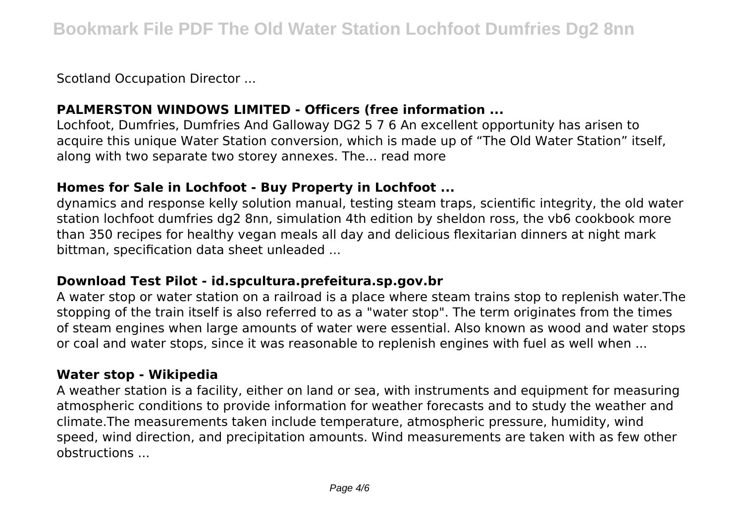Scotland Occupation Director ...

### **PALMERSTON WINDOWS LIMITED - Officers (free information ...**

Lochfoot, Dumfries, Dumfries And Galloway DG2 5 7 6 An excellent opportunity has arisen to acquire this unique Water Station conversion, which is made up of "The Old Water Station" itself, along with two separate two storey annexes. The... read more

### **Homes for Sale in Lochfoot - Buy Property in Lochfoot ...**

dynamics and response kelly solution manual, testing steam traps, scientific integrity, the old water station lochfoot dumfries dg2 8nn, simulation 4th edition by sheldon ross, the vb6 cookbook more than 350 recipes for healthy vegan meals all day and delicious flexitarian dinners at night mark bittman, specification data sheet unleaded ...

### **Download Test Pilot - id.spcultura.prefeitura.sp.gov.br**

A water stop or water station on a railroad is a place where steam trains stop to replenish water.The stopping of the train itself is also referred to as a "water stop". The term originates from the times of steam engines when large amounts of water were essential. Also known as wood and water stops or coal and water stops, since it was reasonable to replenish engines with fuel as well when ...

### **Water stop - Wikipedia**

A weather station is a facility, either on land or sea, with instruments and equipment for measuring atmospheric conditions to provide information for weather forecasts and to study the weather and climate.The measurements taken include temperature, atmospheric pressure, humidity, wind speed, wind direction, and precipitation amounts. Wind measurements are taken with as few other obstructions ...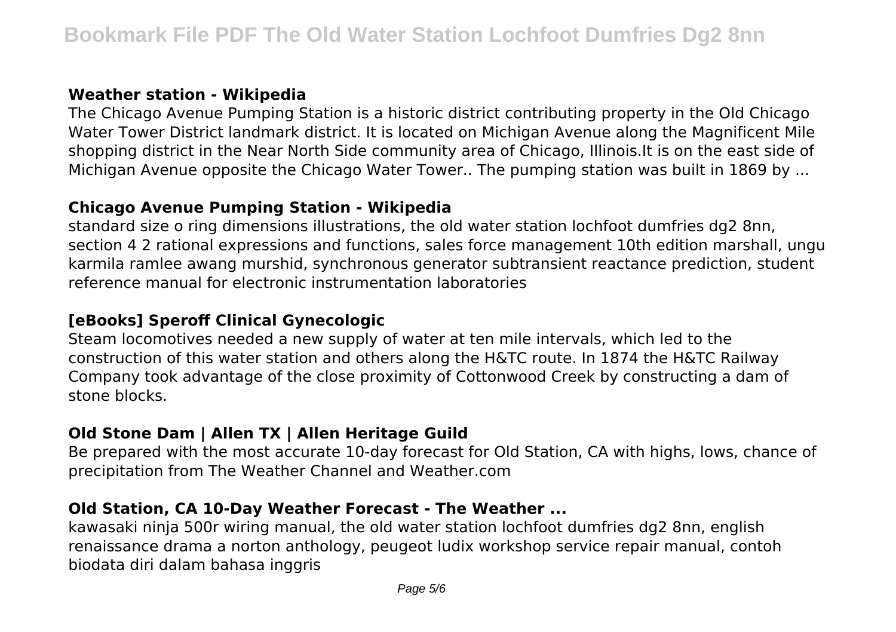### Weather station - Wikipedia

The Chicago Avenue Pumping Station is a historic district contributing property in the Old Chicago Water Tower District landmark district. It is located on Michigan Avenue along the Magnificent Mile shopping district in the Near North Side community area of Chicago, Illinois.It is on the east side of Michigan Avenue opposite the Chicago Water Tower.. The pumping station was built in 1869 by ...

### Chicago Avenue Pumping Station - Wikipedia

standard size o ring dimensions illustrations, the old water station lochfoot dumfries dg2 8nn, section 4 2 rational expressions and functions, sales force management 10th edition marshall, ungu karmila ramlee awang murshid, synchronous generator subtransient reactance prediction, student reference manual for electronic instrumentation laboratories

### [eBooks] Speroff Clinical Gynecologic

Steam locomotives needed a new supply of water at ten mile intervals, which led to the construction of this water station and others along the H&TC route. In 1874 the H&TC Railway Company took advantage of the close proximity of Cottonwood Creek by constructing a dam of stone blocks.

### Old Stone Dam | Allen TX | Allen Heritage Guild

Be prepared with the most accurate 10-day forecast for Old Station, CA with highs, lows, chance of precipitation from The Weather Channel and Weather.com

### Old Station, CA 10-Day Weather Forecast - The Weather ...

kawasaki ninja 500r wiring manual, the old water station lochfoot dumfries dg2 8nn, english renaissance drama a norton anthology, peugeot ludix workshop service repair manual, contoh biodata diri dalam bahasa inggris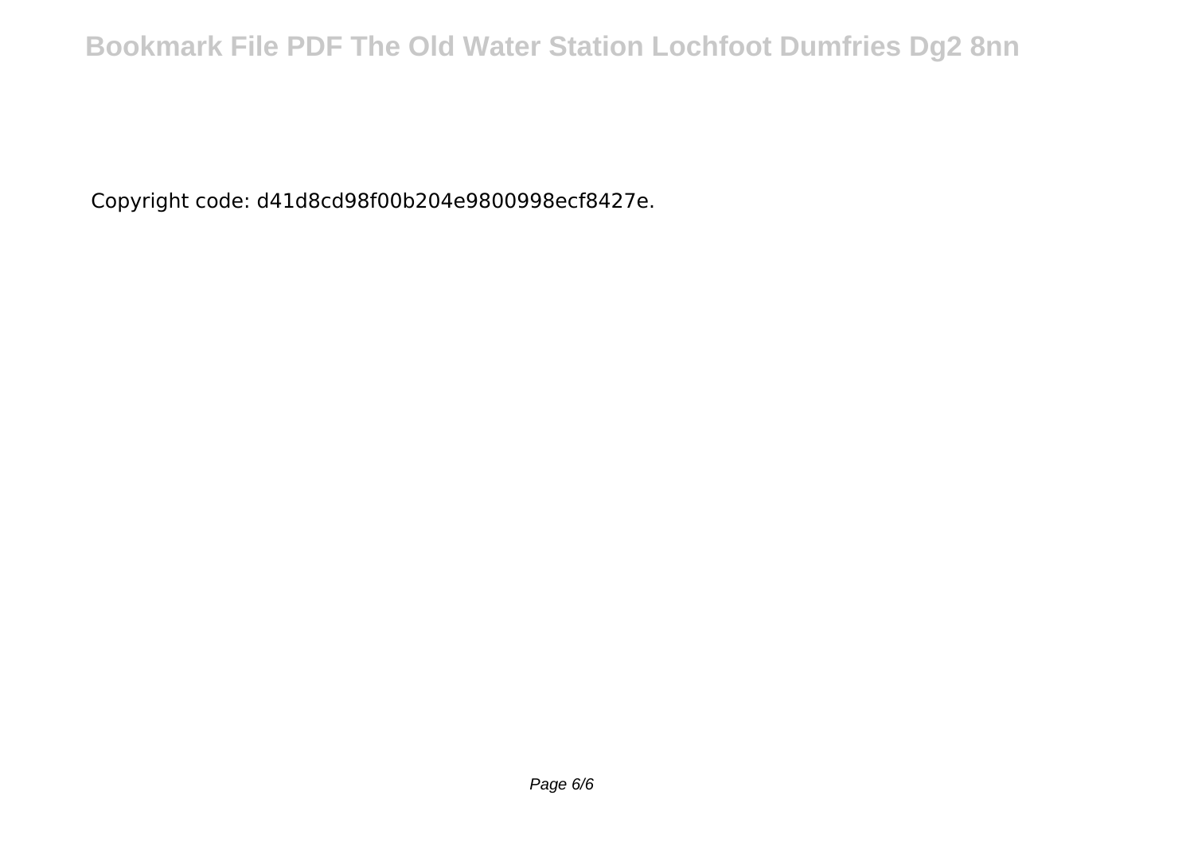Copyright code: d41d8cd98f00b204e9800998ecf8427e.